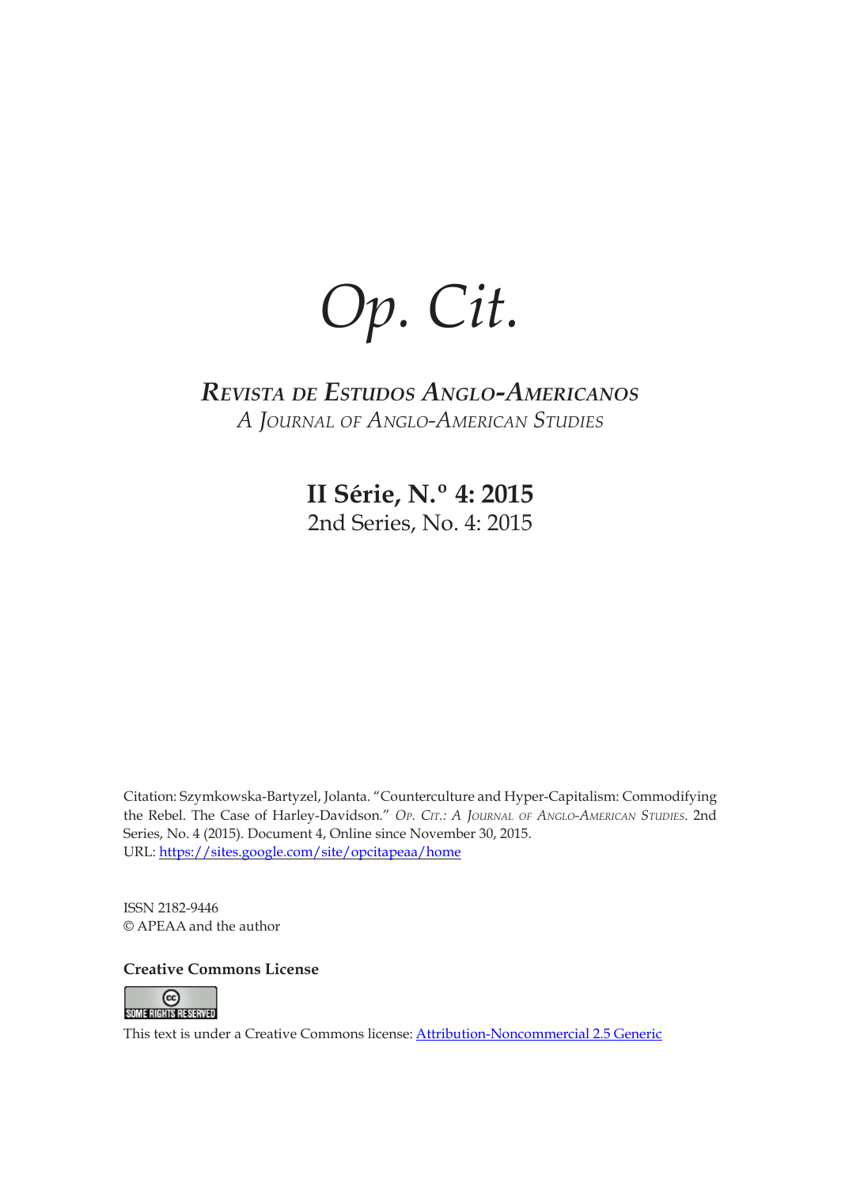# *Op. Cit.*

## *Revista de Estudos Anglo-Americanos*
*A Journal of Anglo-American Studies*

**II Série, N.º 4: 2015**
2nd Series, No. 4: 2015

Citation: Szymkowska-Bartyzel, Jolanta. "Counterculture and Hyper-Capitalism: Commodifying the Rebel. The Case of Harley-Davidson." *Op. Cit.: A Journal of Anglo-American Studies*. 2nd Series, No. 4 (2015). Document 4, Online since November 30, 2015.
URL: [https://sites.google.com/site/opcitapeaa/home](https://sites.google.com/site/opcitapeaa/home)

ISSN 2182-9446
© APEAA and the author

**Creative Commons License**

This text is under a Creative Commons license: [Attribution-Noncommercial 2.5 Generic](https://creativecommons.org/licenses/by-nc/2.5/)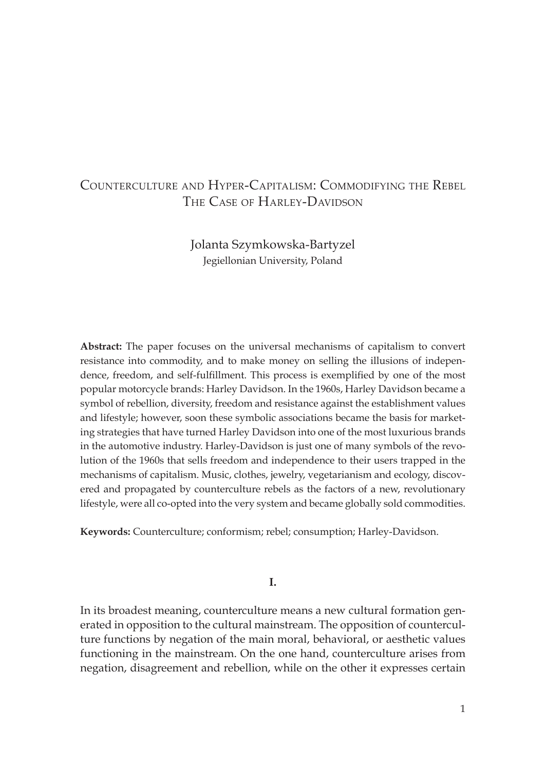# Counterculture and Hyper-Capitalism: Commodifying the Rebel The Case of Harley-Davidson

Jolanta Szymkowska-Bartyzel
Jegiellonian University, Poland

**Abstract:** The paper focuses on the universal mechanisms of capitalism to convert resistance into commodity, and to make money on selling the illusions of independence, freedom, and self-fulfillment. This process is exemplified by one of the most popular motorcycle brands: Harley Davidson. In the 1960s, Harley Davidson became a symbol of rebellion, diversity, freedom and resistance against the establishment values and lifestyle; however, soon these symbolic associations became the basis for marketing strategies that have turned Harley Davidson into one of the most luxurious brands in the automotive industry. Harley-Davidson is just one of many symbols of the revolution of the 1960s that sells freedom and independence to their users trapped in the mechanisms of capitalism. Music, clothes, jewelry, vegetarianism and ecology, discovered and propagated by counterculture rebels as the factors of a new, revolutionary lifestyle, were all co-opted into the very system and became globally sold commodities.

**Keywords:** Counterculture; conformism; rebel; consumption; Harley-Davidson.

## I.

In its broadest meaning, counterculture means a new cultural formation generated in opposition to the cultural mainstream. The opposition of counterculture functions by negation of the main moral, behavioral, or aesthetic values functioning in the mainstream. On the one hand, counterculture arises from negation, disagreement and rebellion, while on the other it expresses certain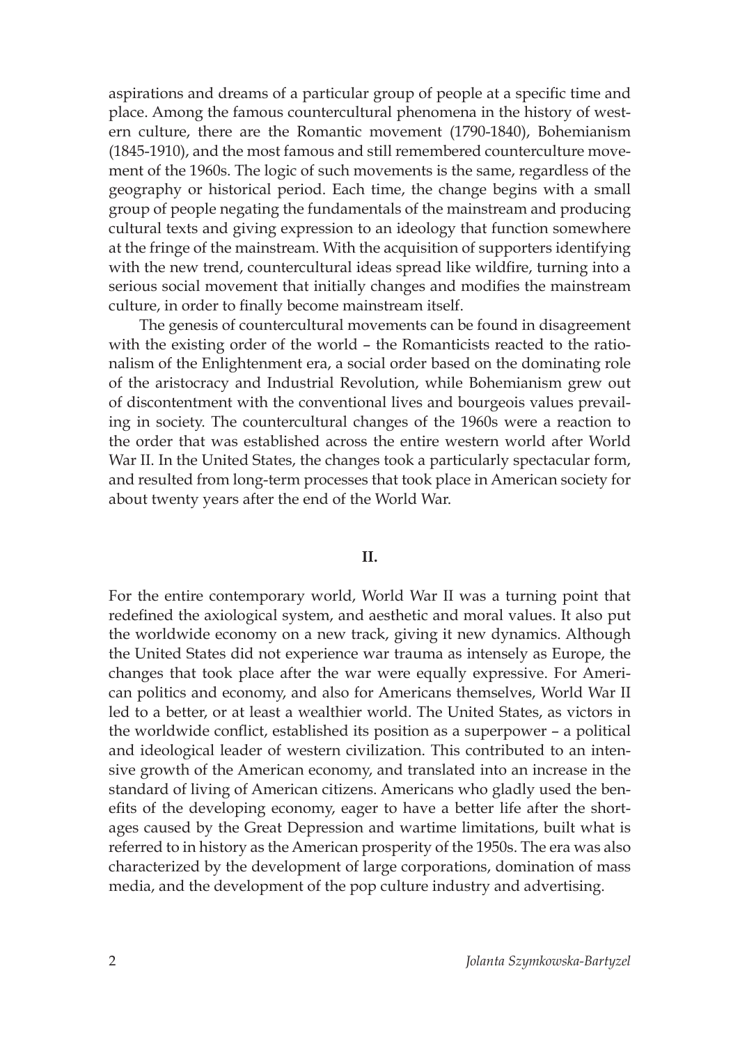aspirations and dreams of a particular group of people at a specific time and place. Among the famous countercultural phenomena in the history of western culture, there are the Romantic movement (1790-1840), Bohemianism (1845-1910), and the most famous and still remembered counterculture movement of the 1960s. The logic of such movements is the same, regardless of the geography or historical period. Each time, the change begins with a small group of people negating the fundamentals of the mainstream and producing cultural texts and giving expression to an ideology that function somewhere at the fringe of the mainstream. With the acquisition of supporters identifying with the new trend, countercultural ideas spread like wildfire, turning into a serious social movement that initially changes and modifies the mainstream culture, in order to finally become mainstream itself.

The genesis of countercultural movements can be found in disagreement with the existing order of the world – the Romanticists reacted to the rationalism of the Enlightenment era, a social order based on the dominating role of the aristocracy and Industrial Revolution, while Bohemianism grew out of discontentment with the conventional lives and bourgeois values prevailing in society. The countercultural changes of the 1960s were a reaction to the order that was established across the entire western world after World War II. In the United States, the changes took a particularly spectacular form, and resulted from long-term processes that took place in American society for about twenty years after the end of the World War.

## II.

For the entire contemporary world, World War II was a turning point that redefined the axiological system, and aesthetic and moral values. It also put the worldwide economy on a new track, giving it new dynamics. Although the United States did not experience war trauma as intensely as Europe, the changes that took place after the war were equally expressive. For American politics and economy, and also for Americans themselves, World War II led to a better, or at least a wealthier world. The United States, as victors in the worldwide conflict, established its position as a superpower – a political and ideological leader of western civilization. This contributed to an intensive growth of the American economy, and translated into an increase in the standard of living of American citizens. Americans who gladly used the benefits of the developing economy, eager to have a better life after the shortages caused by the Great Depression and wartime limitations, built what is referred to in history as the American prosperity of the 1950s. The era was also characterized by the development of large corporations, domination of mass media, and the development of the pop culture industry and advertising.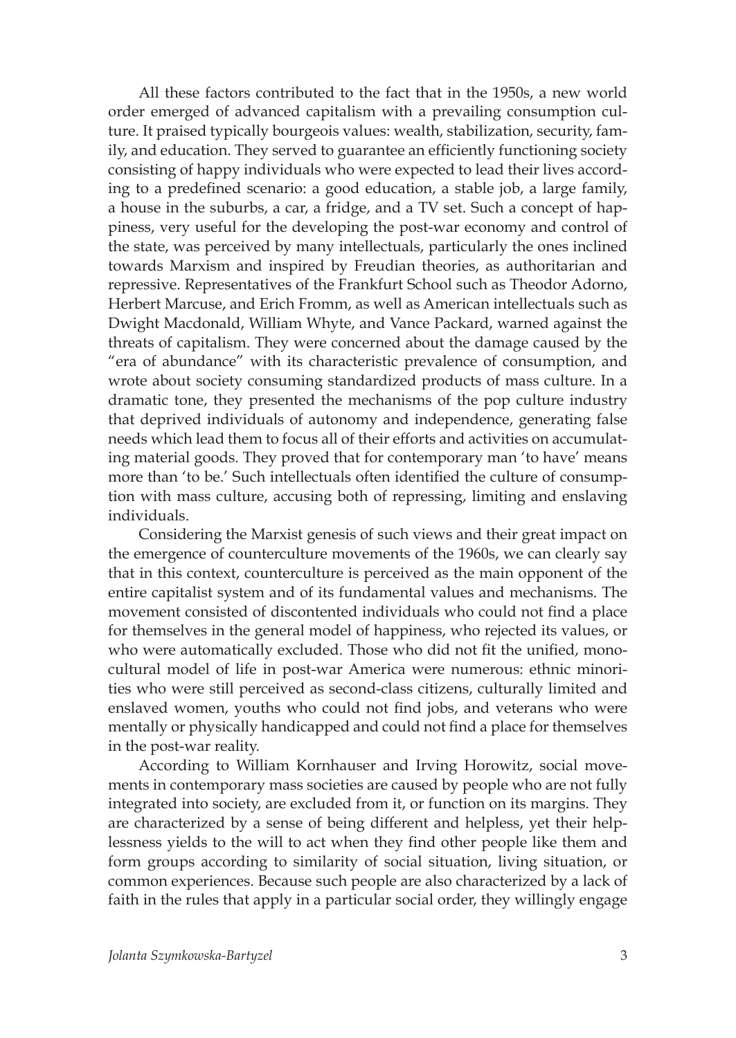All these factors contributed to the fact that in the 1950s, a new world order emerged of advanced capitalism with a prevailing consumption culture. It praised typically bourgeois values: wealth, stabilization, security, family, and education. They served to guarantee an efficiently functioning society consisting of happy individuals who were expected to lead their lives according to a predefined scenario: a good education, a stable job, a large family, a house in the suburbs, a car, a fridge, and a TV set. Such a concept of happiness, very useful for the developing the post-war economy and control of the state, was perceived by many intellectuals, particularly the ones inclined towards Marxism and inspired by Freudian theories, as authoritarian and repressive. Representatives of the Frankfurt School such as Theodor Adorno, Herbert Marcuse, and Erich Fromm, as well as American intellectuals such as Dwight Macdonald, William Whyte, and Vance Packard, warned against the threats of capitalism. They were concerned about the damage caused by the "era of abundance" with its characteristic prevalence of consumption, and wrote about society consuming standardized products of mass culture. In a dramatic tone, they presented the mechanisms of the pop culture industry that deprived individuals of autonomy and independence, generating false needs which lead them to focus all of their efforts and activities on accumulating material goods. They proved that for contemporary man 'to have' means more than 'to be.' Such intellectuals often identified the culture of consumption with mass culture, accusing both of repressing, limiting and enslaving individuals.

Considering the Marxist genesis of such views and their great impact on the emergence of counterculture movements of the 1960s, we can clearly say that in this context, counterculture is perceived as the main opponent of the entire capitalist system and of its fundamental values and mechanisms. The movement consisted of discontented individuals who could not find a place for themselves in the general model of happiness, who rejected its values, or who were automatically excluded. Those who did not fit the unified, monocultural model of life in post-war America were numerous: ethnic minorities who were still perceived as second-class citizens, culturally limited and enslaved women, youths who could not find jobs, and veterans who were mentally or physically handicapped and could not find a place for themselves in the post-war reality.

According to William Kornhauser and Irving Horowitz, social movements in contemporary mass societies are caused by people who are not fully integrated into society, are excluded from it, or function on its margins. They are characterized by a sense of being different and helpless, yet their helplessness yields to the will to act when they find other people like them and form groups according to similarity of social situation, living situation, or common experiences. Because such people are also characterized by a lack of faith in the rules that apply in a particular social order, they willingly engage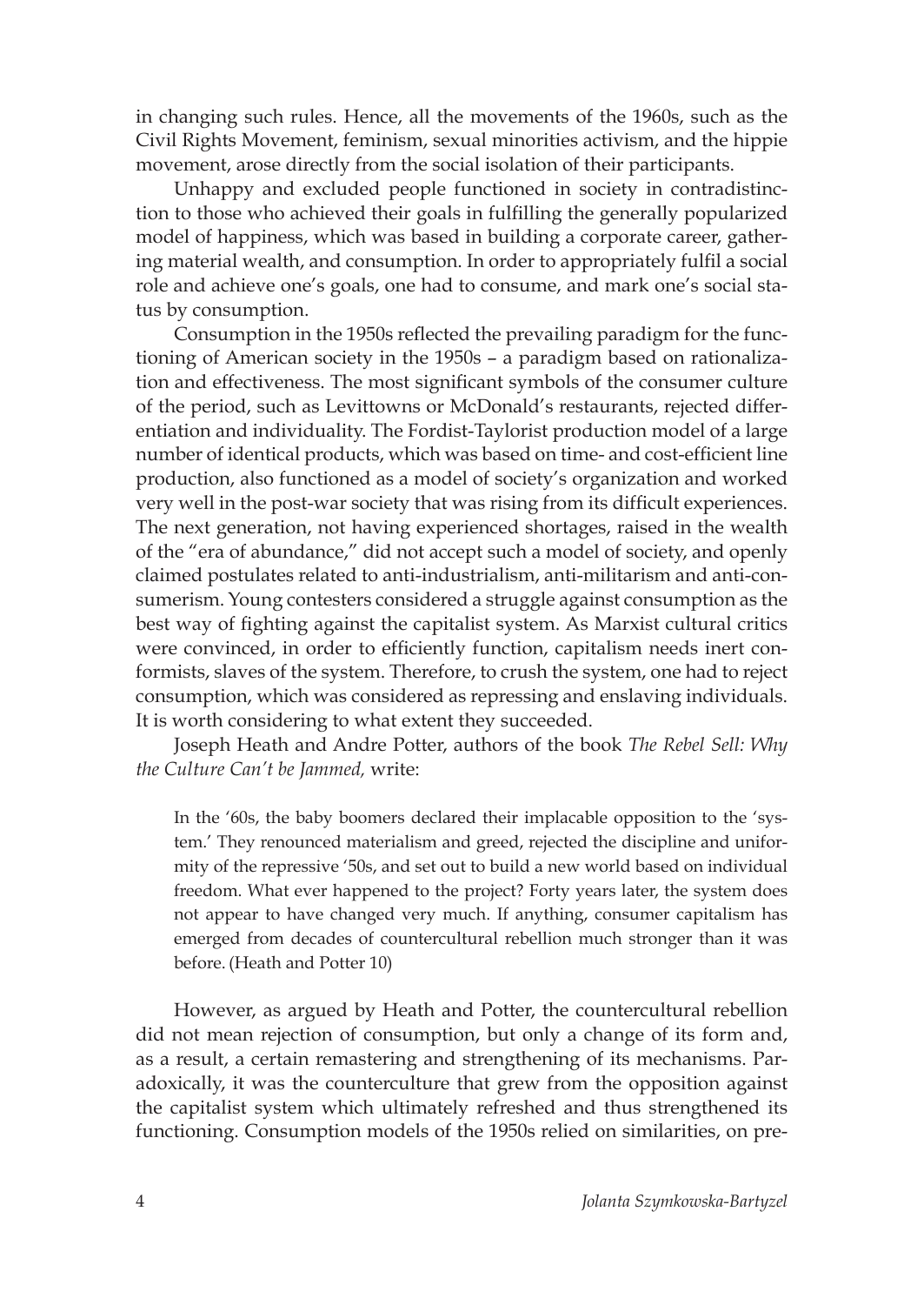in changing such rules. Hence, all the movements of the 1960s, such as the Civil Rights Movement, feminism, sexual minorities activism, and the hippie movement, arose directly from the social isolation of their participants.

Unhappy and excluded people functioned in society in contradistinction to those who achieved their goals in fulfilling the generally popularized model of happiness, which was based in building a corporate career, gathering material wealth, and consumption. In order to appropriately fulfil a social role and achieve one's goals, one had to consume, and mark one's social status by consumption.

Consumption in the 1950s reflected the prevailing paradigm for the functioning of American society in the 1950s – a paradigm based on rationalization and effectiveness. The most significant symbols of the consumer culture of the period, such as Levittowns or McDonald's restaurants, rejected differentiation and individuality. The Fordist-Taylorist production model of a large number of identical products, which was based on time- and cost-efficient line production, also functioned as a model of society's organization and worked very well in the post-war society that was rising from its difficult experiences. The next generation, not having experienced shortages, raised in the wealth of the "era of abundance," did not accept such a model of society, and openly claimed postulates related to anti-industrialism, anti-militarism and anti-consumerism. Young contesters considered a struggle against consumption as the best way of fighting against the capitalist system. As Marxist cultural critics were convinced, in order to efficiently function, capitalism needs inert conformists, slaves of the system. Therefore, to crush the system, one had to reject consumption, which was considered as repressing and enslaving individuals. It is worth considering to what extent they succeeded.

Joseph Heath and Andre Potter, authors of the book *The Rebel Sell: Why the Culture Can't be Jammed,* write:

> In the '60s, the baby boomers declared their implacable opposition to the 'system.' They renounced materialism and greed, rejected the discipline and uniformity of the repressive '50s, and set out to build a new world based on individual freedom. What ever happened to the project? Forty years later, the system does not appear to have changed very much. If anything, consumer capitalism has emerged from decades of countercultural rebellion much stronger than it was before. (Heath and Potter 10)

However, as argued by Heath and Potter, the countercultural rebellion did not mean rejection of consumption, but only a change of its form and, as a result, a certain remastering and strengthening of its mechanisms. Paradoxically, it was the counterculture that grew from the opposition against the capitalist system which ultimately refreshed and thus strengthened its functioning. Consumption models of the 1950s relied on similarities, on pre-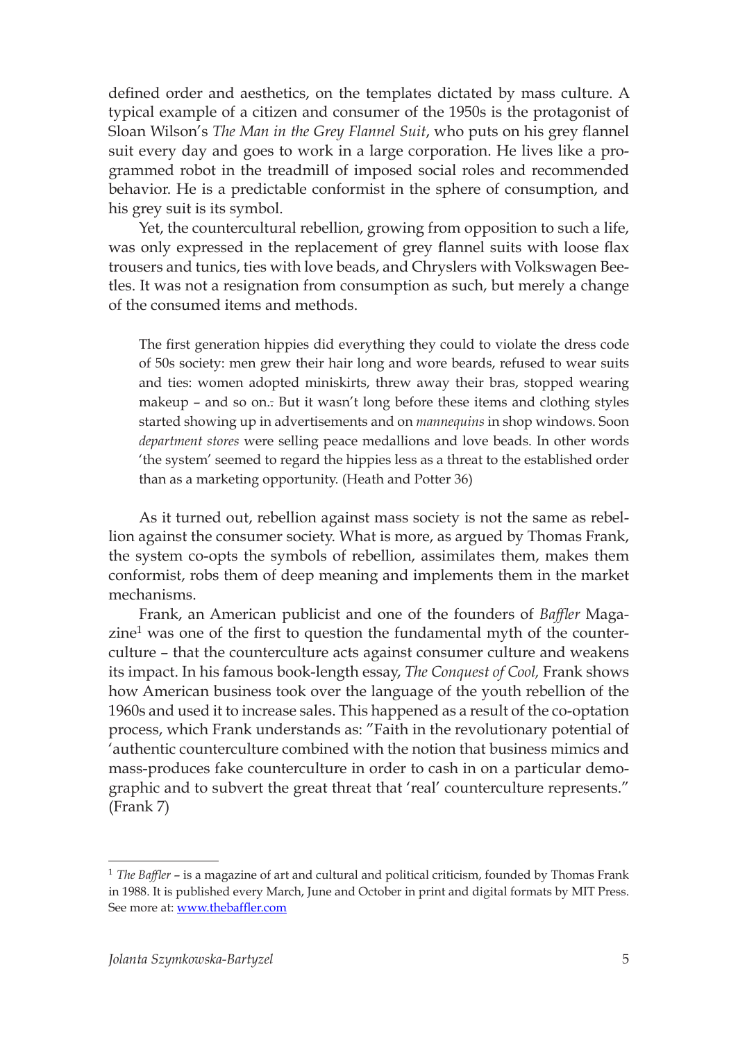defined order and aesthetics, on the templates dictated by mass culture. A typical example of a citizen and consumer of the 1950s is the protagonist of Sloan Wilson's *The Man in the Grey Flannel Suit*, who puts on his grey flannel suit every day and goes to work in a large corporation. He lives like a programmed robot in the treadmill of imposed social roles and recommended behavior. He is a predictable conformist in the sphere of consumption, and his grey suit is its symbol.

Yet, the countercultural rebellion, growing from opposition to such a life, was only expressed in the replacement of grey flannel suits with loose flax trousers and tunics, ties with love beads, and Chryslers with Volkswagen Beetles. It was not a resignation from consumption as such, but merely a change of the consumed items and methods.

> The first generation hippies did everything they could to violate the dress code of 50s society: men grew their hair long and wore beards, refused to wear suits and ties: women adopted miniskirts, threw away their bras, stopped wearing makeup – and so on.: But it wasn't long before these items and clothing styles started showing up in advertisements and on *mannequins* in shop windows. Soon *department stores* were selling peace medallions and love beads. In other words 'the system' seemed to regard the hippies less as a threat to the established order than as a marketing opportunity. (Heath and Potter 36)

As it turned out, rebellion against mass society is not the same as rebellion against the consumer society. What is more, as argued by Thomas Frank, the system co-opts the symbols of rebellion, assimilates them, makes them conformist, robs them of deep meaning and implements them in the market mechanisms.

Frank, an American publicist and one of the founders of *Baffler* Magazine[1] was one of the first to question the fundamental myth of the counterculture – that the counterculture acts against consumer culture and weakens its impact. In his famous book-length essay, *The Conquest of Cool,* Frank shows how American business took over the language of the youth rebellion of the 1960s and used it to increase sales. This happened as a result of the co-optation process, which Frank understands as: "Faith in the revolutionary potential of 'authentic counterculture combined with the notion that business mimics and mass-produces fake counterculture in order to cash in on a particular demographic and to subvert the great threat that 'real' counterculture represents." (Frank 7)

---

[1] *The Baffler* – is a magazine of art and cultural and political criticism, founded by Thomas Frank in 1988. It is published every March, June and October in print and digital formats by MIT Press. See more at: www.thebaffler.com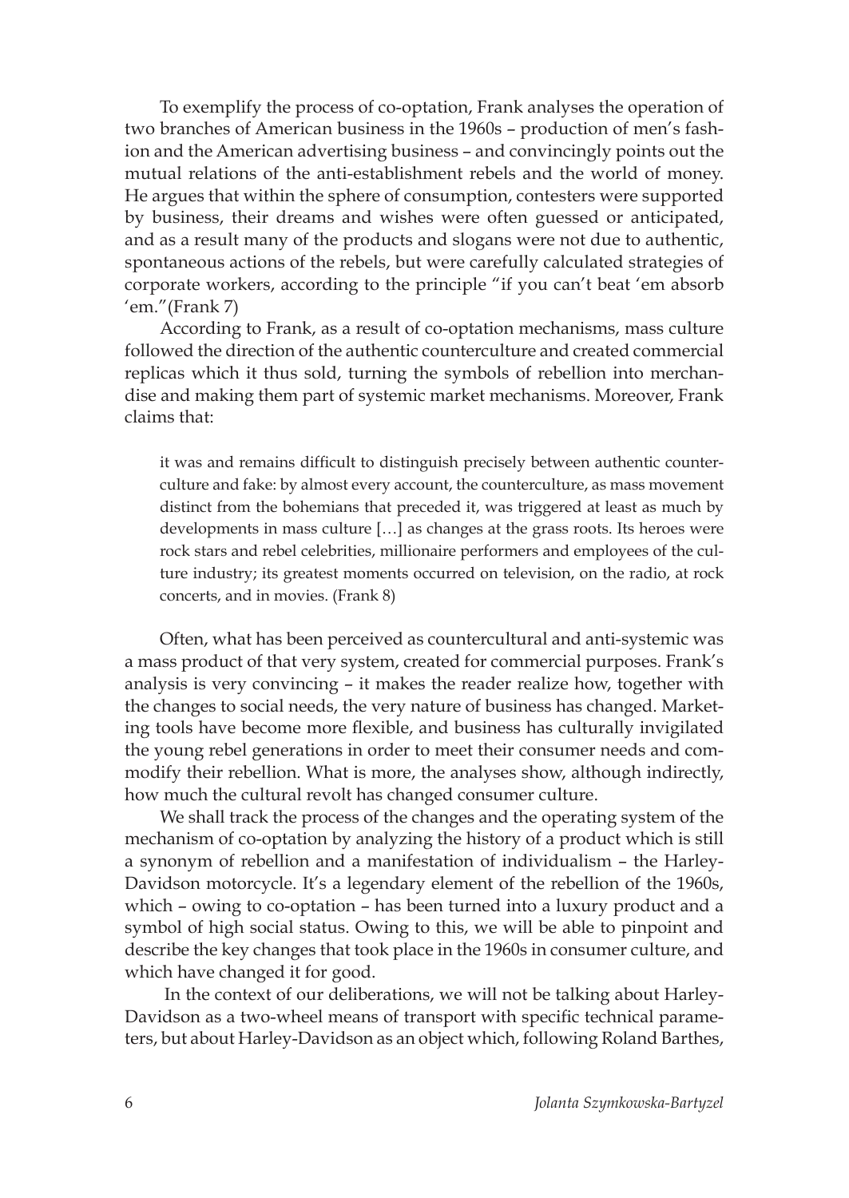To exemplify the process of co-optation, Frank analyses the operation of two branches of American business in the 1960s – production of men's fashion and the American advertising business – and convincingly points out the mutual relations of the anti-establishment rebels and the world of money. He argues that within the sphere of consumption, contesters were supported by business, their dreams and wishes were often guessed or anticipated, and as a result many of the products and slogans were not due to authentic, spontaneous actions of the rebels, but were carefully calculated strategies of corporate workers, according to the principle "if you can't beat 'em absorb 'em."(Frank 7)

According to Frank, as a result of co-optation mechanisms, mass culture followed the direction of the authentic counterculture and created commercial replicas which it thus sold, turning the symbols of rebellion into merchandise and making them part of systemic market mechanisms. Moreover, Frank claims that:

> it was and remains difficult to distinguish precisely between authentic counterculture and fake: by almost every account, the counterculture, as mass movement distinct from the bohemians that preceded it, was triggered at least as much by developments in mass culture […] as changes at the grass roots. Its heroes were rock stars and rebel celebrities, millionaire performers and employees of the culture industry; its greatest moments occurred on television, on the radio, at rock concerts, and in movies. (Frank 8)

Often, what has been perceived as countercultural and anti-systemic was a mass product of that very system, created for commercial purposes. Frank's analysis is very convincing – it makes the reader realize how, together with the changes to social needs, the very nature of business has changed. Marketing tools have become more flexible, and business has culturally invigilated the young rebel generations in order to meet their consumer needs and commodify their rebellion. What is more, the analyses show, although indirectly, how much the cultural revolt has changed consumer culture.

We shall track the process of the changes and the operating system of the mechanism of co-optation by analyzing the history of a product which is still a synonym of rebellion and a manifestation of individualism – the Harley-Davidson motorcycle. It's a legendary element of the rebellion of the 1960s, which – owing to co-optation – has been turned into a luxury product and a symbol of high social status. Owing to this, we will be able to pinpoint and describe the key changes that took place in the 1960s in consumer culture, and which have changed it for good.

In the context of our deliberations, we will not be talking about Harley-Davidson as a two-wheel means of transport with specific technical parameters, but about Harley-Davidson as an object which, following Roland Barthes,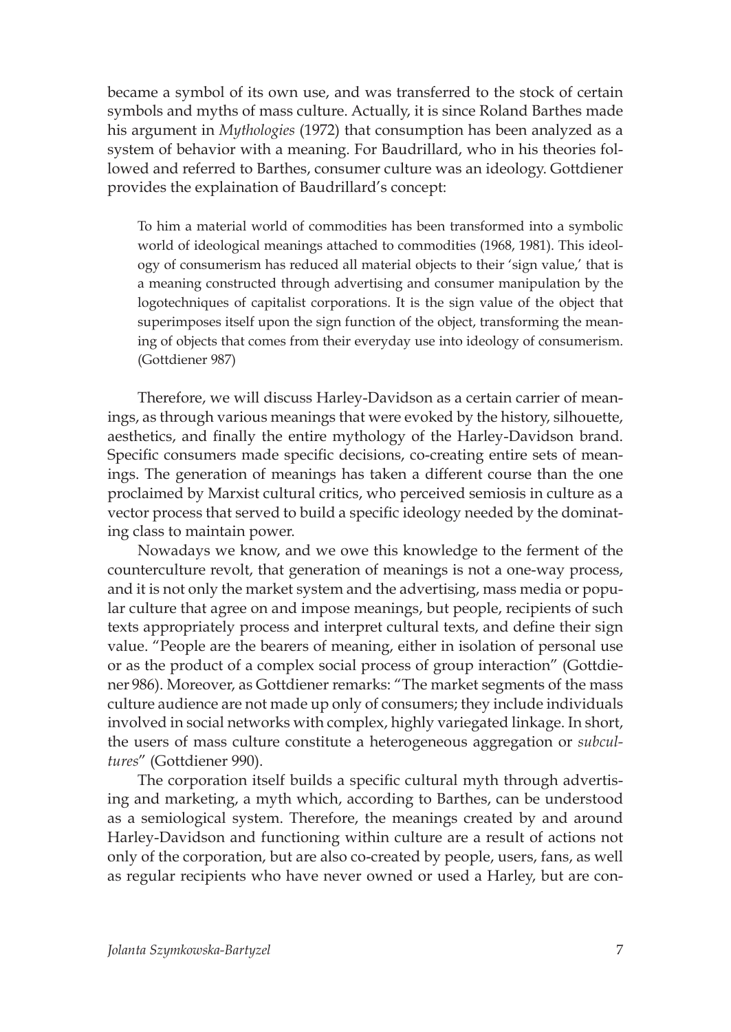became a symbol of its own use, and was transferred to the stock of certain symbols and myths of mass culture. Actually, it is since Roland Barthes made his argument in *Mythologies* (1972) that consumption has been analyzed as a system of behavior with a meaning. For Baudrillard, who in his theories followed and referred to Barthes, consumer culture was an ideology. Gottdiener provides the explaination of Baudrillard's concept:

> To him a material world of commodities has been transformed into a symbolic world of ideological meanings attached to commodities (1968, 1981). This ideology of consumerism has reduced all material objects to their 'sign value,' that is a meaning constructed through advertising and consumer manipulation by the logotechniques of capitalist corporations. It is the sign value of the object that superimposes itself upon the sign function of the object, transforming the meaning of objects that comes from their everyday use into ideology of consumerism. (Gottdiener 987)

Therefore, we will discuss Harley-Davidson as a certain carrier of meanings, as through various meanings that were evoked by the history, silhouette, aesthetics, and finally the entire mythology of the Harley-Davidson brand. Specific consumers made specific decisions, co-creating entire sets of meanings. The generation of meanings has taken a different course than the one proclaimed by Marxist cultural critics, who perceived semiosis in culture as a vector process that served to build a specific ideology needed by the dominating class to maintain power.

Nowadays we know, and we owe this knowledge to the ferment of the counterculture revolt, that generation of meanings is not a one-way process, and it is not only the market system and the advertising, mass media or popular culture that agree on and impose meanings, but people, recipients of such texts appropriately process and interpret cultural texts, and define their sign value. "People are the bearers of meaning, either in isolation of personal use or as the product of a complex social process of group interaction" (Gottdiener 986). Moreover, as Gottdiener remarks: "The market segments of the mass culture audience are not made up only of consumers; they include individuals involved in social networks with complex, highly variegated linkage. In short, the users of mass culture constitute a heterogeneous aggregation or *subcultures*" (Gottdiener 990).

The corporation itself builds a specific cultural myth through advertising and marketing, a myth which, according to Barthes, can be understood as a semiological system. Therefore, the meanings created by and around Harley-Davidson and functioning within culture are a result of actions not only of the corporation, but are also co-created by people, users, fans, as well as regular recipients who have never owned or used a Harley, but are con-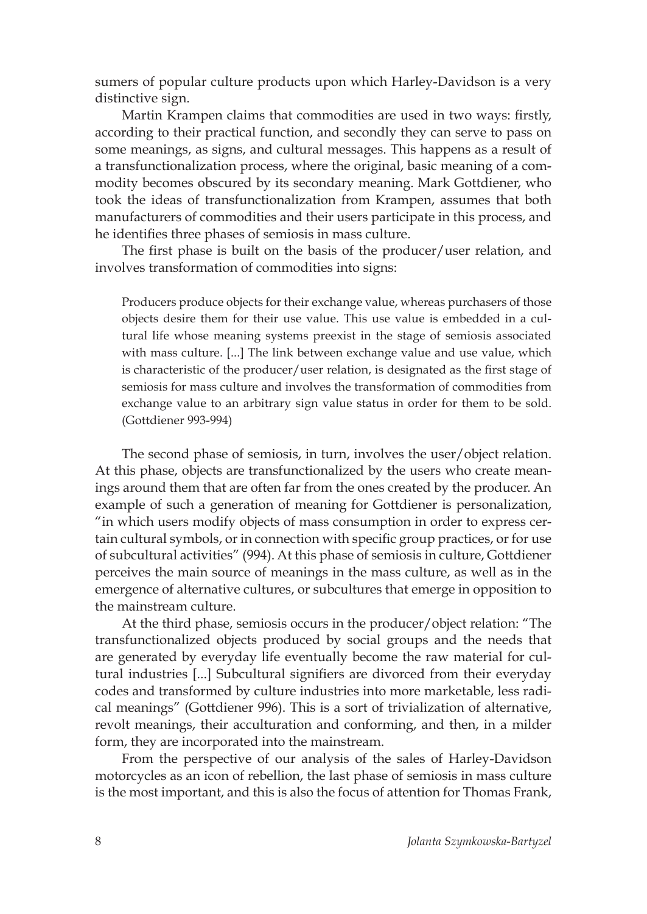sumers of popular culture products upon which Harley-Davidson is a very distinctive sign.

Martin Krampen claims that commodities are used in two ways: firstly, according to their practical function, and secondly they can serve to pass on some meanings, as signs, and cultural messages. This happens as a result of a transfunctionalization process, where the original, basic meaning of a commodity becomes obscured by its secondary meaning. Mark Gottdiener, who took the ideas of transfunctionalization from Krampen, assumes that both manufacturers of commodities and their users participate in this process, and he identifies three phases of semiosis in mass culture.

The first phase is built on the basis of the producer/user relation, and involves transformation of commodities into signs:

> Producers produce objects for their exchange value, whereas purchasers of those objects desire them for their use value. This use value is embedded in a cultural life whose meaning systems preexist in the stage of semiosis associated with mass culture. [...] The link between exchange value and use value, which is characteristic of the producer/user relation, is designated as the first stage of semiosis for mass culture and involves the transformation of commodities from exchange value to an arbitrary sign value status in order for them to be sold. (Gottdiener 993-994)

The second phase of semiosis, in turn, involves the user/object relation. At this phase, objects are transfunctionalized by the users who create meanings around them that are often far from the ones created by the producer. An example of such a generation of meaning for Gottdiener is personalization, "in which users modify objects of mass consumption in order to express certain cultural symbols, or in connection with specific group practices, or for use of subcultural activities" (994). At this phase of semiosis in culture, Gottdiener perceives the main source of meanings in the mass culture, as well as in the emergence of alternative cultures, or subcultures that emerge in opposition to the mainstream culture.

At the third phase, semiosis occurs in the producer/object relation: "The transfunctionalized objects produced by social groups and the needs that are generated by everyday life eventually become the raw material for cultural industries [...] Subcultural signifiers are divorced from their everyday codes and transformed by culture industries into more marketable, less radical meanings" (Gottdiener 996). This is a sort of trivialization of alternative, revolt meanings, their acculturation and conforming, and then, in a milder form, they are incorporated into the mainstream.

From the perspective of our analysis of the sales of Harley-Davidson motorcycles as an icon of rebellion, the last phase of semiosis in mass culture is the most important, and this is also the focus of attention for Thomas Frank,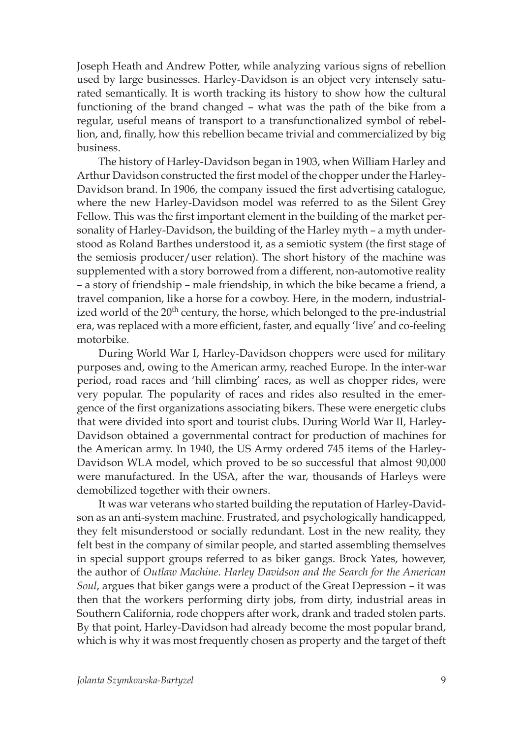Joseph Heath and Andrew Potter, while analyzing various signs of rebellion used by large businesses. Harley-Davidson is an object very intensely saturated semantically. It is worth tracking its history to show how the cultural functioning of the brand changed – what was the path of the bike from a regular, useful means of transport to a transfunctionalized symbol of rebellion, and, finally, how this rebellion became trivial and commercialized by big business.

The history of Harley-Davidson began in 1903, when William Harley and Arthur Davidson constructed the first model of the chopper under the Harley-Davidson brand. In 1906, the company issued the first advertising catalogue, where the new Harley-Davidson model was referred to as the Silent Grey Fellow. This was the first important element in the building of the market personality of Harley-Davidson, the building of the Harley myth – a myth understood as Roland Barthes understood it, as a semiotic system (the first stage of the semiosis producer/user relation). The short history of the machine was supplemented with a story borrowed from a different, non-automotive reality – a story of friendship – male friendship, in which the bike became a friend, a travel companion, like a horse for a cowboy. Here, in the modern, industrialized world of the 20th century, the horse, which belonged to the pre-industrial era, was replaced with a more efficient, faster, and equally 'live' and co-feeling motorbike.

During World War I, Harley-Davidson choppers were used for military purposes and, owing to the American army, reached Europe. In the inter-war period, road races and 'hill climbing' races, as well as chopper rides, were very popular. The popularity of races and rides also resulted in the emergence of the first organizations associating bikers. These were energetic clubs that were divided into sport and tourist clubs. During World War II, Harley-Davidson obtained a governmental contract for production of machines for the American army. In 1940, the US Army ordered 745 items of the Harley-Davidson WLA model, which proved to be so successful that almost 90,000 were manufactured. In the USA, after the war, thousands of Harleys were demobilized together with their owners.

It was war veterans who started building the reputation of Harley-Davidson as an anti-system machine. Frustrated, and psychologically handicapped, they felt misunderstood or socially redundant. Lost in the new reality, they felt best in the company of similar people, and started assembling themselves in special support groups referred to as biker gangs. Brock Yates, however, the author of *Outlaw Machine. Harley Davidson and the Search for the American Soul*, argues that biker gangs were a product of the Great Depression – it was then that the workers performing dirty jobs, from dirty, industrial areas in Southern California, rode choppers after work, drank and traded stolen parts. By that point, Harley-Davidson had already become the most popular brand, which is why it was most frequently chosen as property and the target of theft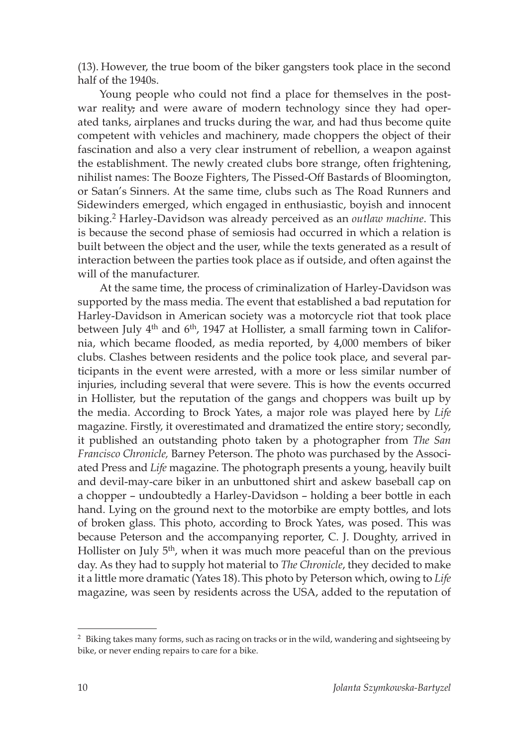(13). However, the true boom of the biker gangsters took place in the second half of the 1940s.

Young people who could not find a place for themselves in the post-war reality, and were aware of modern technology since they had operated tanks, airplanes and trucks during the war, and had thus become quite competent with vehicles and machinery, made choppers the object of their fascination and also a very clear instrument of rebellion, a weapon against the establishment. The newly created clubs bore strange, often frightening, nihilist names: The Booze Fighters, The Pissed-Off Bastards of Bloomington, or Satan's Sinners. At the same time, clubs such as The Road Runners and Sidewinders emerged, which engaged in enthusiastic, boyish and innocent biking.[2] Harley-Davidson was already perceived as an *outlaw machine*. This is because the second phase of semiosis had occurred in which a relation is built between the object and the user, while the texts generated as a result of interaction between the parties took place as if outside, and often against the will of the manufacturer.

At the same time, the process of criminalization of Harley-Davidson was supported by the mass media. The event that established a bad reputation for Harley-Davidson in American society was a motorcycle riot that took place between July 4th and 6th, 1947 at Hollister, a small farming town in California, which became flooded, as media reported, by 4,000 members of biker clubs. Clashes between residents and the police took place, and several participants in the event were arrested, with a more or less similar number of injuries, including several that were severe. This is how the events occurred in Hollister, but the reputation of the gangs and choppers was built up by the media. According to Brock Yates, a major role was played here by *Life* magazine. Firstly, it overestimated and dramatized the entire story; secondly, it published an outstanding photo taken by a photographer from *The San Francisco Chronicle,* Barney Peterson. The photo was purchased by the Associated Press and *Life* magazine. The photograph presents a young, heavily built and devil-may-care biker in an unbuttoned shirt and askew baseball cap on a chopper – undoubtedly a Harley-Davidson – holding a beer bottle in each hand. Lying on the ground next to the motorbike are empty bottles, and lots of broken glass. This photo, according to Brock Yates, was posed. This was because Peterson and the accompanying reporter, C. J. Doughty, arrived in Hollister on July 5th, when it was much more peaceful than on the previous day. As they had to supply hot material to *The Chronicle*, they decided to make it a little more dramatic (Yates 18). This photo by Peterson which, owing to *Life* magazine, was seen by residents across the USA, added to the reputation of

---

[2] Biking takes many forms, such as racing on tracks or in the wild, wandering and sightseeing by bike, or never ending repairs to care for a bike.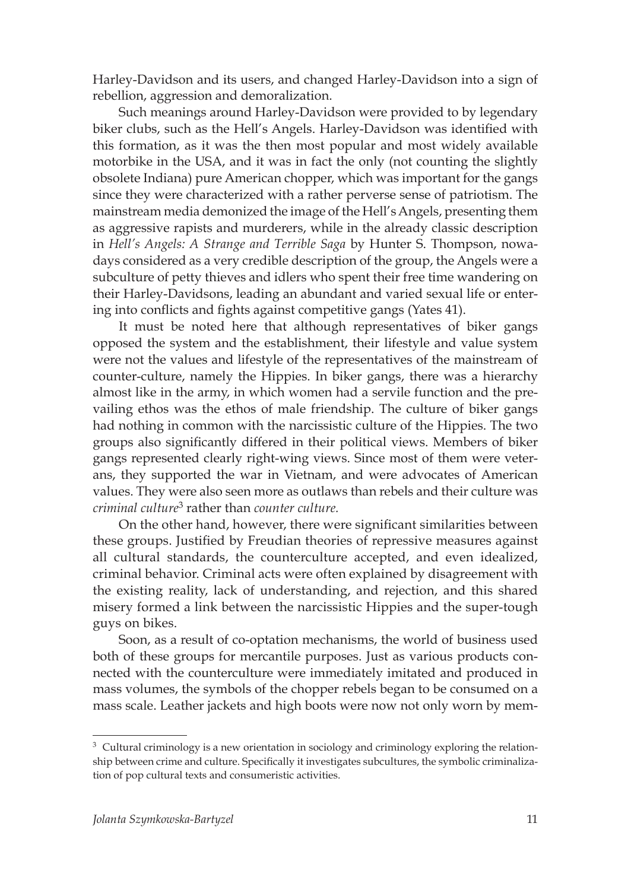Harley-Davidson and its users, and changed Harley-Davidson into a sign of rebellion, aggression and demoralization.

Such meanings around Harley-Davidson were provided to by legendary biker clubs, such as the Hell's Angels. Harley-Davidson was identified with this formation, as it was the then most popular and most widely available motorbike in the USA, and it was in fact the only (not counting the slightly obsolete Indiana) pure American chopper, which was important for the gangs since they were characterized with a rather perverse sense of patriotism. The mainstream media demonized the image of the Hell's Angels, presenting them as aggressive rapists and murderers, while in the already classic description in *Hell's Angels: A Strange and Terrible Saga* by Hunter S. Thompson, nowadays considered as a very credible description of the group, the Angels were a subculture of petty thieves and idlers who spent their free time wandering on their Harley-Davidsons, leading an abundant and varied sexual life or entering into conflicts and fights against competitive gangs (Yates 41).

It must be noted here that although representatives of biker gangs opposed the system and the establishment, their lifestyle and value system were not the values and lifestyle of the representatives of the mainstream of counter-culture, namely the Hippies. In biker gangs, there was a hierarchy almost like in the army, in which women had a servile function and the prevailing ethos was the ethos of male friendship. The culture of biker gangs had nothing in common with the narcissistic culture of the Hippies. The two groups also significantly differed in their political views. Members of biker gangs represented clearly right-wing views. Since most of them were veterans, they supported the war in Vietnam, and were advocates of American values. They were also seen more as outlaws than rebels and their culture was *criminal culture*[3] rather than *counter culture.*

On the other hand, however, there were significant similarities between these groups. Justified by Freudian theories of repressive measures against all cultural standards, the counterculture accepted, and even idealized, criminal behavior. Criminal acts were often explained by disagreement with the existing reality, lack of understanding, and rejection, and this shared misery formed a link between the narcissistic Hippies and the super-tough guys on bikes.

Soon, as a result of co-optation mechanisms, the world of business used both of these groups for mercantile purposes. Just as various products connected with the counterculture were immediately imitated and produced in mass volumes, the symbols of the chopper rebels began to be consumed on a mass scale. Leather jackets and high boots were now not only worn by mem-

---

[3] Cultural criminology is a new orientation in sociology and criminology exploring the relationship between crime and culture. Specifically it investigates subcultures, the symbolic criminalization of pop cultural texts and consumeristic activities.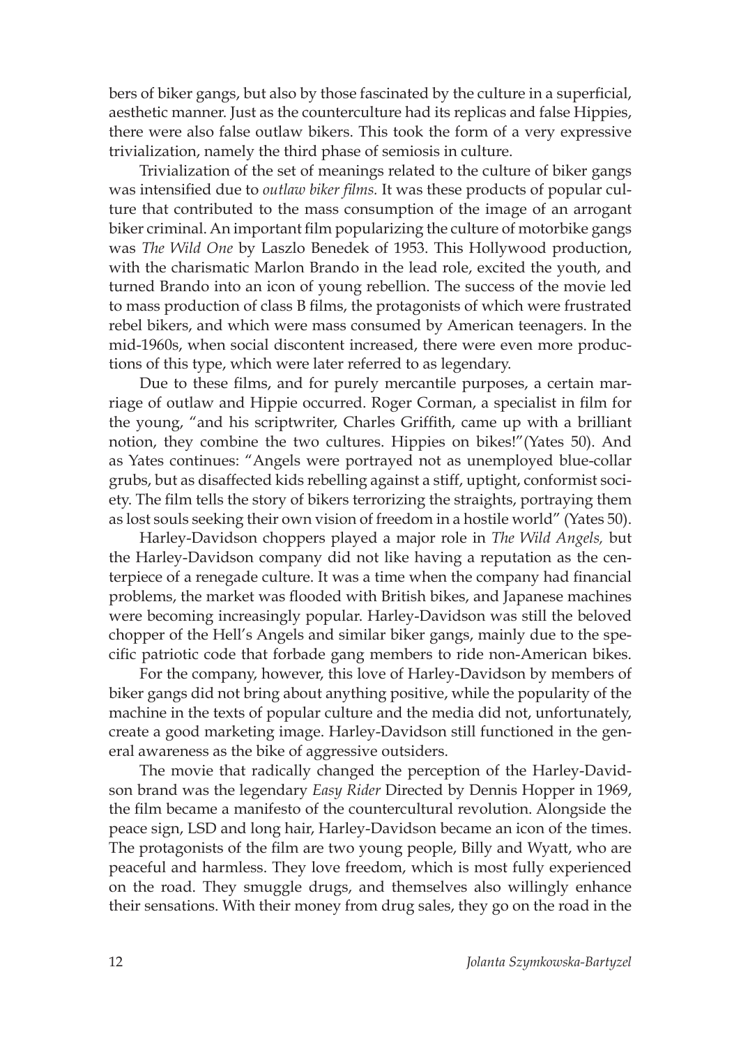bers of biker gangs, but also by those fascinated by the culture in a superficial, aesthetic manner. Just as the counterculture had its replicas and false Hippies, there were also false outlaw bikers. This took the form of a very expressive trivialization, namely the third phase of semiosis in culture.

Trivialization of the set of meanings related to the culture of biker gangs was intensified due to *outlaw biker films.* It was these products of popular culture that contributed to the mass consumption of the image of an arrogant biker criminal. An important film popularizing the culture of motorbike gangs was *The Wild One* by Laszlo Benedek of 1953. This Hollywood production, with the charismatic Marlon Brando in the lead role, excited the youth, and turned Brando into an icon of young rebellion. The success of the movie led to mass production of class B films, the protagonists of which were frustrated rebel bikers, and which were mass consumed by American teenagers. In the mid-1960s, when social discontent increased, there were even more productions of this type, which were later referred to as legendary.

Due to these films, and for purely mercantile purposes, a certain marriage of outlaw and Hippie occurred. Roger Corman, a specialist in film for the young, "and his scriptwriter, Charles Griffith, came up with a brilliant notion, they combine the two cultures. Hippies on bikes!"(Yates 50). And as Yates continues: "Angels were portrayed not as unemployed blue-collar grubs, but as disaffected kids rebelling against a stiff, uptight, conformist society. The film tells the story of bikers terrorizing the straights, portraying them as lost souls seeking their own vision of freedom in a hostile world" (Yates 50).

Harley-Davidson choppers played a major role in *The Wild Angels,* but the Harley-Davidson company did not like having a reputation as the centerpiece of a renegade culture. It was a time when the company had financial problems, the market was flooded with British bikes, and Japanese machines were becoming increasingly popular. Harley-Davidson was still the beloved chopper of the Hell's Angels and similar biker gangs, mainly due to the specific patriotic code that forbade gang members to ride non-American bikes.

For the company, however, this love of Harley-Davidson by members of biker gangs did not bring about anything positive, while the popularity of the machine in the texts of popular culture and the media did not, unfortunately, create a good marketing image. Harley-Davidson still functioned in the general awareness as the bike of aggressive outsiders.

The movie that radically changed the perception of the Harley-Davidson brand was the legendary *Easy Rider* Directed by Dennis Hopper in 1969, the film became a manifesto of the countercultural revolution. Alongside the peace sign, LSD and long hair, Harley-Davidson became an icon of the times. The protagonists of the film are two young people, Billy and Wyatt, who are peaceful and harmless. They love freedom, which is most fully experienced on the road. They smuggle drugs, and themselves also willingly enhance their sensations. With their money from drug sales, they go on the road in the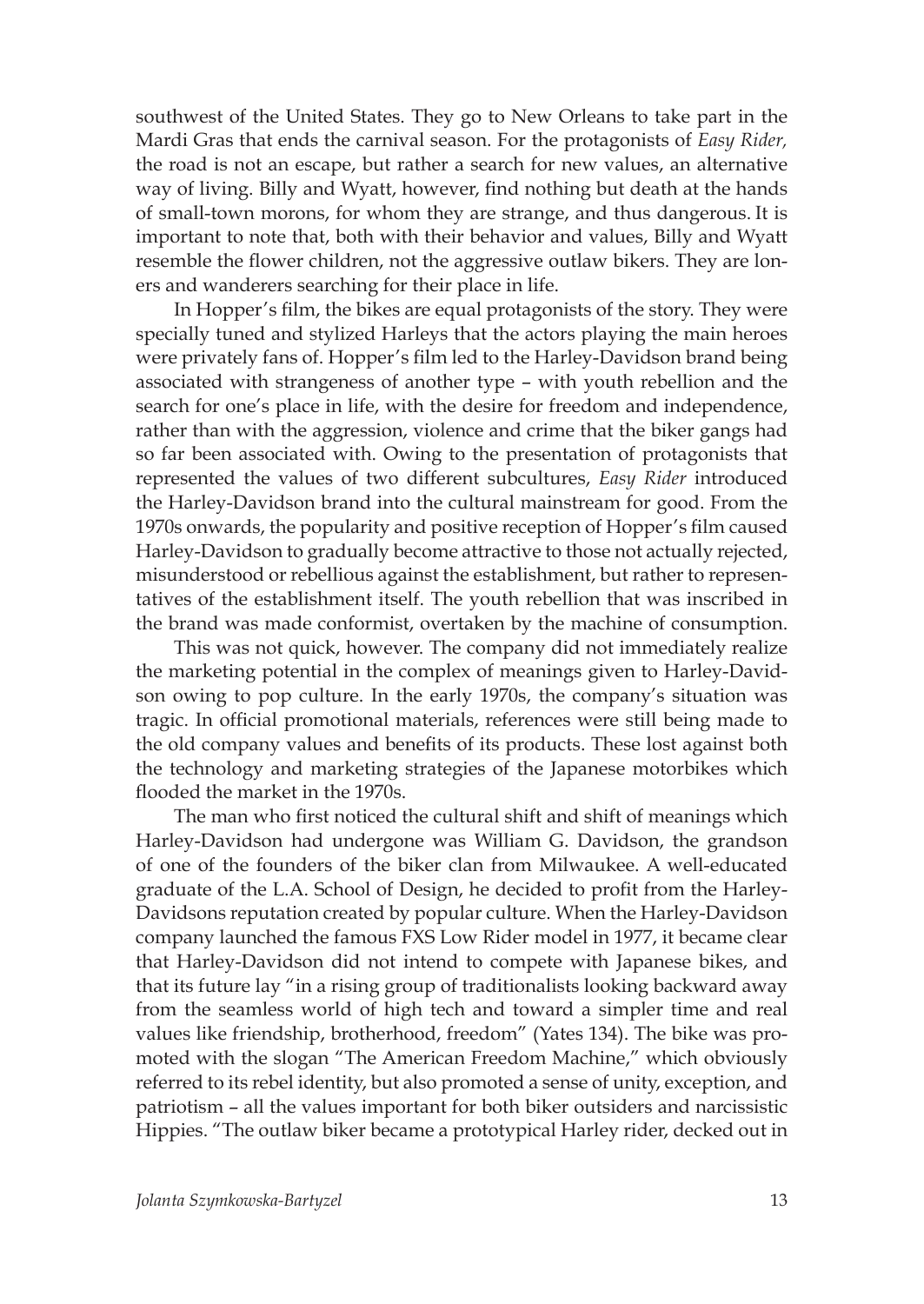southwest of the United States. They go to New Orleans to take part in the Mardi Gras that ends the carnival season. For the protagonists of *Easy Rider,* the road is not an escape, but rather a search for new values, an alternative way of living. Billy and Wyatt, however, find nothing but death at the hands of small-town morons, for whom they are strange, and thus dangerous. It is important to note that, both with their behavior and values, Billy and Wyatt resemble the flower children, not the aggressive outlaw bikers. They are loners and wanderers searching for their place in life.

In Hopper's film, the bikes are equal protagonists of the story. They were specially tuned and stylized Harleys that the actors playing the main heroes were privately fans of. Hopper's film led to the Harley-Davidson brand being associated with strangeness of another type – with youth rebellion and the search for one's place in life, with the desire for freedom and independence, rather than with the aggression, violence and crime that the biker gangs had so far been associated with. Owing to the presentation of protagonists that represented the values of two different subcultures, *Easy Rider* introduced the Harley-Davidson brand into the cultural mainstream for good. From the 1970s onwards, the popularity and positive reception of Hopper's film caused Harley-Davidson to gradually become attractive to those not actually rejected, misunderstood or rebellious against the establishment, but rather to representatives of the establishment itself. The youth rebellion that was inscribed in the brand was made conformist, overtaken by the machine of consumption.

This was not quick, however. The company did not immediately realize the marketing potential in the complex of meanings given to Harley-Davidson owing to pop culture. In the early 1970s, the company's situation was tragic. In official promotional materials, references were still being made to the old company values and benefits of its products. These lost against both the technology and marketing strategies of the Japanese motorbikes which flooded the market in the 1970s.

The man who first noticed the cultural shift and shift of meanings which Harley-Davidson had undergone was William G. Davidson, the grandson of one of the founders of the biker clan from Milwaukee. A well-educated graduate of the L.A. School of Design, he decided to profit from the Harley-Davidsons reputation created by popular culture. When the Harley-Davidson company launched the famous FXS Low Rider model in 1977, it became clear that Harley-Davidson did not intend to compete with Japanese bikes, and that its future lay "in a rising group of traditionalists looking backward away from the seamless world of high tech and toward a simpler time and real values like friendship, brotherhood, freedom" (Yates 134). The bike was promoted with the slogan "The American Freedom Machine," which obviously referred to its rebel identity, but also promoted a sense of unity, exception, and patriotism – all the values important for both biker outsiders and narcissistic Hippies. "The outlaw biker became a prototypical Harley rider, decked out in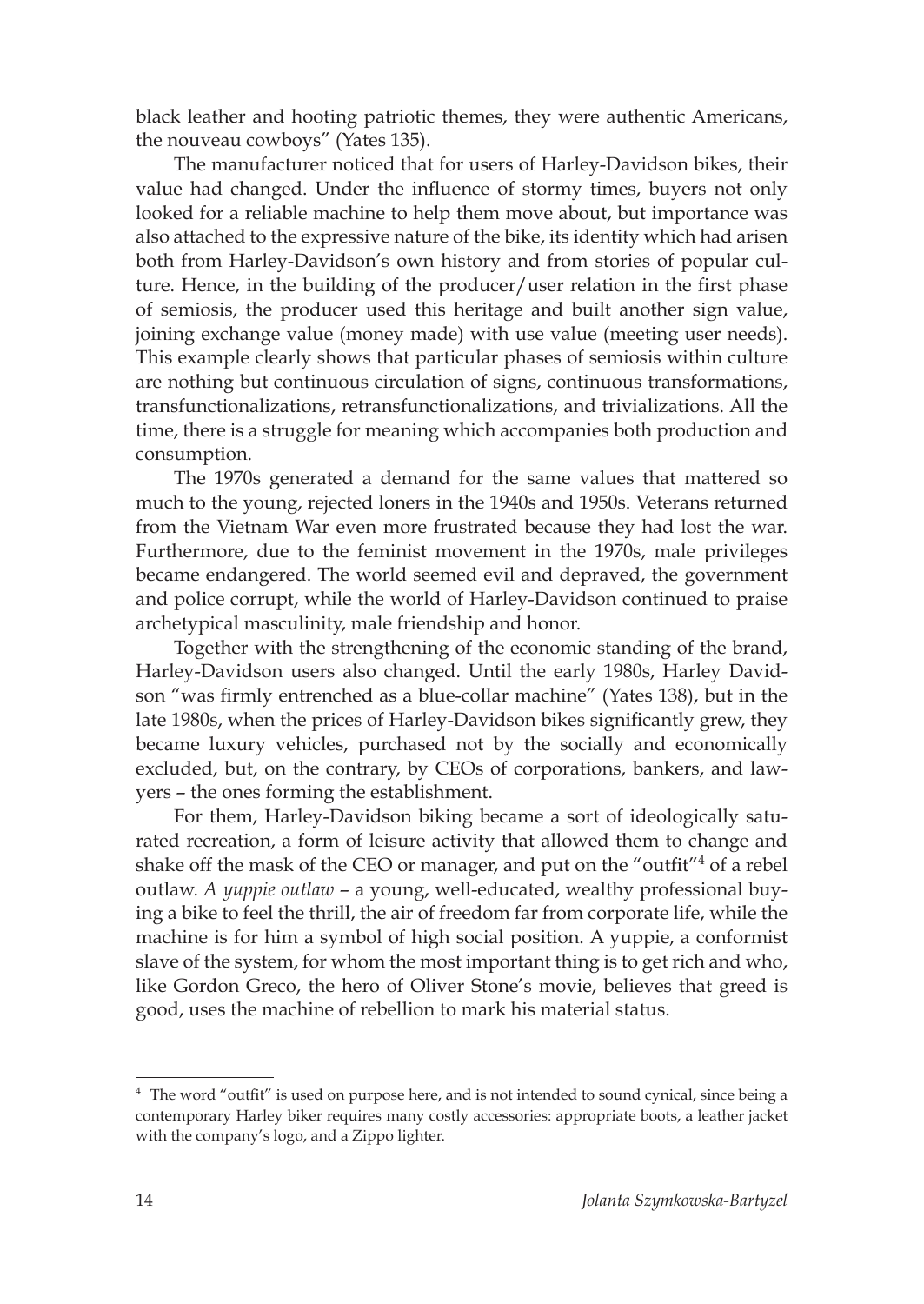black leather and hooting patriotic themes, they were authentic Americans, the nouveau cowboys" (Yates 135).

The manufacturer noticed that for users of Harley-Davidson bikes, their value had changed. Under the influence of stormy times, buyers not only looked for a reliable machine to help them move about, but importance was also attached to the expressive nature of the bike, its identity which had arisen both from Harley-Davidson's own history and from stories of popular culture. Hence, in the building of the producer/user relation in the first phase of semiosis, the producer used this heritage and built another sign value, joining exchange value (money made) with use value (meeting user needs). This example clearly shows that particular phases of semiosis within culture are nothing but continuous circulation of signs, continuous transformations, transfunctionalizations, retransfunctionalizations, and trivializations. All the time, there is a struggle for meaning which accompanies both production and consumption.

The 1970s generated a demand for the same values that mattered so much to the young, rejected loners in the 1940s and 1950s. Veterans returned from the Vietnam War even more frustrated because they had lost the war. Furthermore, due to the feminist movement in the 1970s, male privileges became endangered. The world seemed evil and depraved, the government and police corrupt, while the world of Harley-Davidson continued to praise archetypical masculinity, male friendship and honor.

Together with the strengthening of the economic standing of the brand, Harley-Davidson users also changed. Until the early 1980s, Harley Davidson "was firmly entrenched as a blue-collar machine" (Yates 138), but in the late 1980s, when the prices of Harley-Davidson bikes significantly grew, they became luxury vehicles, purchased not by the socially and economically excluded, but, on the contrary, by CEOs of corporations, bankers, and lawyers – the ones forming the establishment.

For them, Harley-Davidson biking became a sort of ideologically saturated recreation, a form of leisure activity that allowed them to change and shake off the mask of the CEO or manager, and put on the "outfit"[4] of a rebel outlaw. *A yuppie outlaw* – a young, well-educated, wealthy professional buying a bike to feel the thrill, the air of freedom far from corporate life, while the machine is for him a symbol of high social position. A yuppie, a conformist slave of the system, for whom the most important thing is to get rich and who, like Gordon Greco, the hero of Oliver Stone's movie, believes that greed is good, uses the machine of rebellion to mark his material status.

---

[4] The word "outfit" is used on purpose here, and is not intended to sound cynical, since being a contemporary Harley biker requires many costly accessories: appropriate boots, a leather jacket with the company's logo, and a Zippo lighter.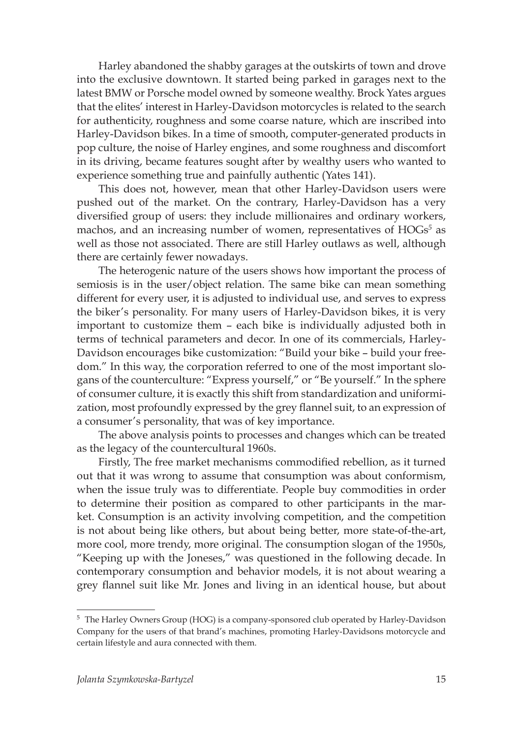Harley abandoned the shabby garages at the outskirts of town and drove into the exclusive downtown. It started being parked in garages next to the latest BMW or Porsche model owned by someone wealthy. Brock Yates argues that the elites' interest in Harley-Davidson motorcycles is related to the search for authenticity, roughness and some coarse nature, which are inscribed into Harley-Davidson bikes. In a time of smooth, computer-generated products in pop culture, the noise of Harley engines, and some roughness and discomfort in its driving, became features sought after by wealthy users who wanted to experience something true and painfully authentic (Yates 141).

This does not, however, mean that other Harley-Davidson users were pushed out of the market. On the contrary, Harley-Davidson has a very diversified group of users: they include millionaires and ordinary workers, machos, and an increasing number of women, representatives of HOGs[5] as well as those not associated. There are still Harley outlaws as well, although there are certainly fewer nowadays.

The heterogenic nature of the users shows how important the process of semiosis is in the user/object relation. The same bike can mean something different for every user, it is adjusted to individual use, and serves to express the biker's personality. For many users of Harley-Davidson bikes, it is very important to customize them – each bike is individually adjusted both in terms of technical parameters and decor. In one of its commercials, Harley-Davidson encourages bike customization: "Build your bike – build your freedom." In this way, the corporation referred to one of the most important slogans of the counterculture: "Express yourself," or "Be yourself." In the sphere of consumer culture, it is exactly this shift from standardization and uniformization, most profoundly expressed by the grey flannel suit, to an expression of a consumer's personality, that was of key importance.

The above analysis points to processes and changes which can be treated as the legacy of the countercultural 1960s.

Firstly, The free market mechanisms commodified rebellion, as it turned out that it was wrong to assume that consumption was about conformism, when the issue truly was to differentiate. People buy commodities in order to determine their position as compared to other participants in the market. Consumption is an activity involving competition, and the competition is not about being like others, but about being better, more state-of-the-art, more cool, more trendy, more original. The consumption slogan of the 1950s, "Keeping up with the Joneses," was questioned in the following decade. In contemporary consumption and behavior models, it is not about wearing a grey flannel suit like Mr. Jones and living in an identical house, but about

[5] The Harley Owners Group (HOG) is a company-sponsored club operated by Harley-Davidson Company for the users of that brand's machines, promoting Harley-Davidsons motorcycle and certain lifestyle and aura connected with them.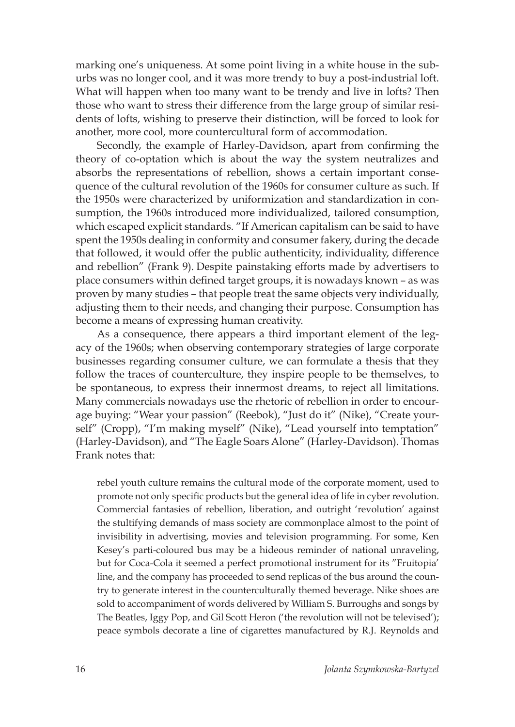marking one's uniqueness. At some point living in a white house in the suburbs was no longer cool, and it was more trendy to buy a post-industrial loft. What will happen when too many want to be trendy and live in lofts? Then those who want to stress their difference from the large group of similar residents of lofts, wishing to preserve their distinction, will be forced to look for another, more cool, more countercultural form of accommodation.

Secondly, the example of Harley-Davidson, apart from confirming the theory of co-optation which is about the way the system neutralizes and absorbs the representations of rebellion, shows a certain important consequence of the cultural revolution of the 1960s for consumer culture as such. If the 1950s were characterized by uniformization and standardization in consumption, the 1960s introduced more individualized, tailored consumption, which escaped explicit standards. "If American capitalism can be said to have spent the 1950s dealing in conformity and consumer fakery, during the decade that followed, it would offer the public authenticity, individuality, difference and rebellion" (Frank 9). Despite painstaking efforts made by advertisers to place consumers within defined target groups, it is nowadays known – as was proven by many studies – that people treat the same objects very individually, adjusting them to their needs, and changing their purpose. Consumption has become a means of expressing human creativity.

As a consequence, there appears a third important element of the legacy of the 1960s; when observing contemporary strategies of large corporate businesses regarding consumer culture, we can formulate a thesis that they follow the traces of counterculture, they inspire people to be themselves, to be spontaneous, to express their innermost dreams, to reject all limitations. Many commercials nowadays use the rhetoric of rebellion in order to encourage buying: "Wear your passion" (Reebok), "Just do it" (Nike), "Create yourself" (Cropp), "I'm making myself" (Nike), "Lead yourself into temptation" (Harley-Davidson), and "The Eagle Soars Alone" (Harley-Davidson). Thomas Frank notes that:

> rebel youth culture remains the cultural mode of the corporate moment, used to promote not only specific products but the general idea of life in cyber revolution. Commercial fantasies of rebellion, liberation, and outright 'revolution' against the stultifying demands of mass society are commonplace almost to the point of invisibility in advertising, movies and television programming. For some, Ken Kesey's parti-coloured bus may be a hideous reminder of national unraveling, but for Coca-Cola it seemed a perfect promotional instrument for its "Fruitopia' line, and the company has proceeded to send replicas of the bus around the country to generate interest in the counterculturally themed beverage. Nike shoes are sold to accompaniment of words delivered by William S. Burroughs and songs by The Beatles, Iggy Pop, and Gil Scott Heron ('the revolution will not be televised'); peace symbols decorate a line of cigarettes manufactured by R.J. Reynolds and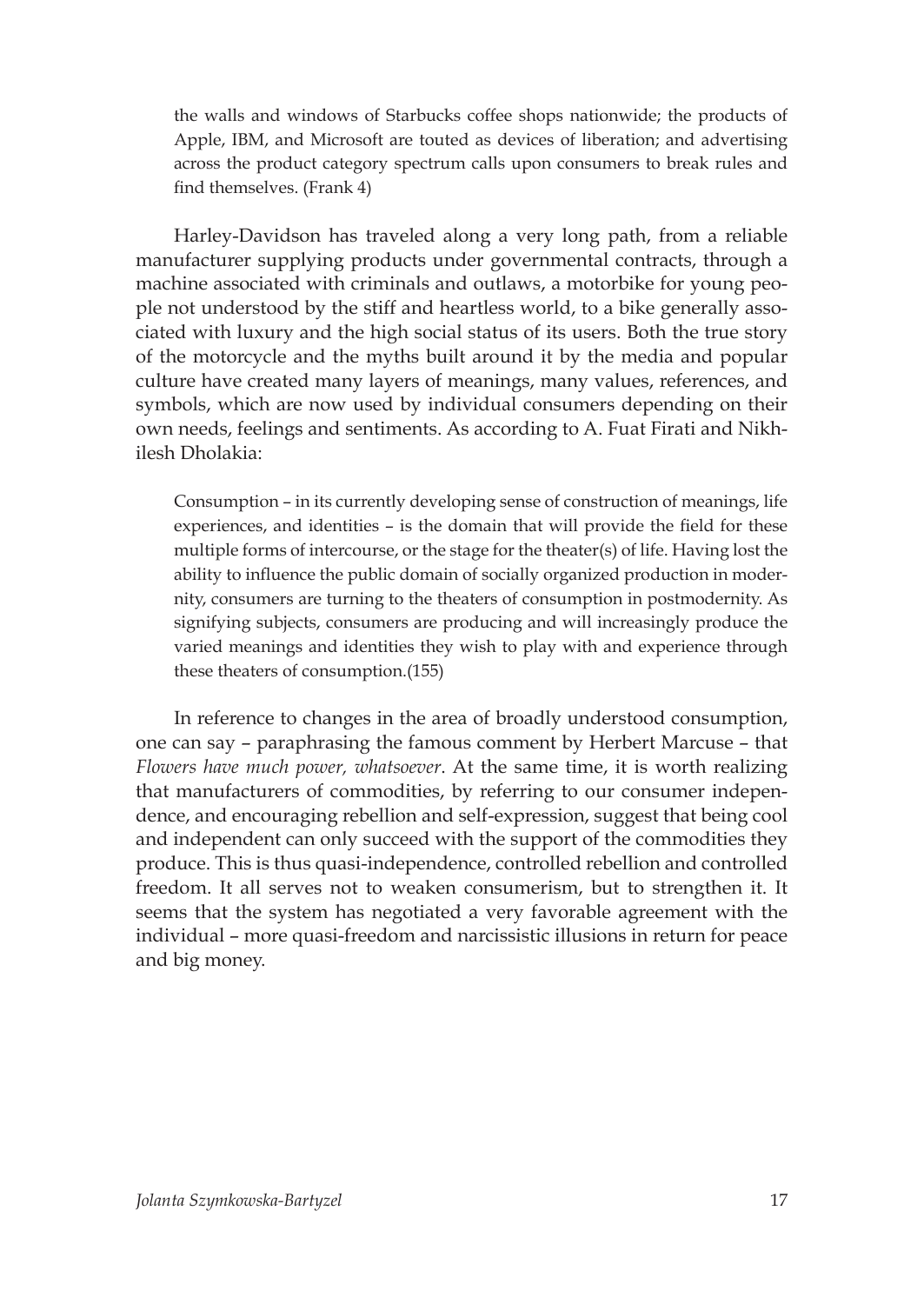> the walls and windows of Starbucks coffee shops nationwide; the products of Apple, IBM, and Microsoft are touted as devices of liberation; and advertising across the product category spectrum calls upon consumers to break rules and find themselves. (Frank 4)

Harley-Davidson has traveled along a very long path, from a reliable manufacturer supplying products under governmental contracts, through a machine associated with criminals and outlaws, a motorbike for young people not understood by the stiff and heartless world, to a bike generally associated with luxury and the high social status of its users. Both the true story of the motorcycle and the myths built around it by the media and popular culture have created many layers of meanings, many values, references, and symbols, which are now used by individual consumers depending on their own needs, feelings and sentiments. As according to A. Fuat Firati and Nikhilesh Dholakia:

> Consumption – in its currently developing sense of construction of meanings, life experiences, and identities – is the domain that will provide the field for these multiple forms of intercourse, or the stage for the theater(s) of life. Having lost the ability to influence the public domain of socially organized production in modernity, consumers are turning to the theaters of consumption in postmodernity. As signifying subjects, consumers are producing and will increasingly produce the varied meanings and identities they wish to play with and experience through these theaters of consumption.(155)

In reference to changes in the area of broadly understood consumption, one can say – paraphrasing the famous comment by Herbert Marcuse – that *Flowers have much power, whatsoever*. At the same time, it is worth realizing that manufacturers of commodities, by referring to our consumer independence, and encouraging rebellion and self-expression, suggest that being cool and independent can only succeed with the support of the commodities they produce. This is thus quasi-independence, controlled rebellion and controlled freedom. It all serves not to weaken consumerism, but to strengthen it. It seems that the system has negotiated a very favorable agreement with the individual – more quasi-freedom and narcissistic illusions in return for peace and big money.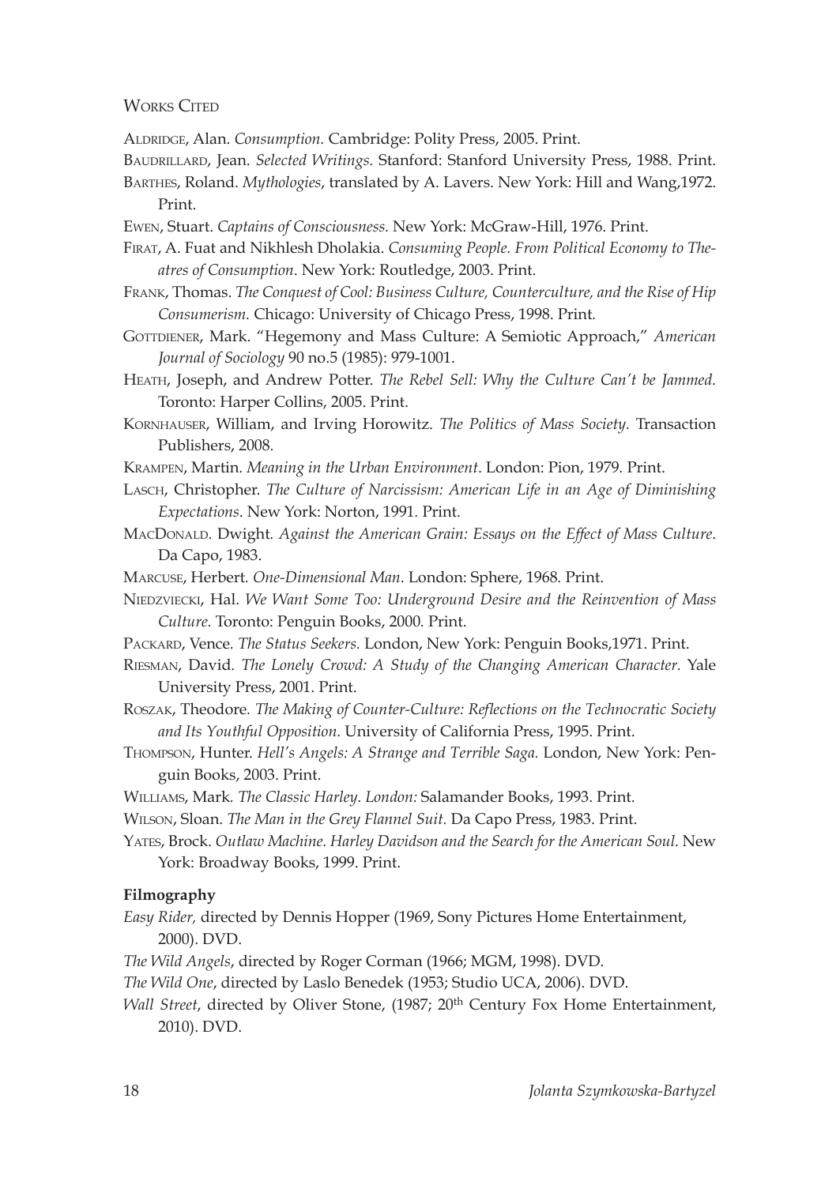## Works Cited

Aldridge, Alan. *Consumption.* Cambridge: Polity Press, 2005. Print.

Baudrillard, Jean. *Selected Writings.* Stanford: Stanford University Press, 1988. Print.

Barthes, Roland. *Mythologies*, translated by A. Lavers. New York: Hill and Wang,1972. Print.

Ewen, Stuart. *Captains of Consciousness.* New York: McGraw-Hill, 1976. Print.

Firat, A. Fuat and Nikhlesh Dholakia. *Consuming People. From Political Economy to Theatres of Consumption*. New York: Routledge, 2003. Print.

Frank, Thomas. *The Conquest of Cool: Business Culture, Counterculture, and the Rise of Hip Consumerism.* Chicago: University of Chicago Press, 1998. Print.

Gottdiener, Mark. "Hegemony and Mass Culture: A Semiotic Approach," *American Journal of Sociology* 90 no.5 (1985): 979-1001.

Heath, Joseph, and Andrew Potter. *The Rebel Sell: Why the Culture Can't be Jammed.* Toronto: Harper Collins, 2005. Print.

Kornhauser, William, and Irving Horowitz. *The Politics of Mass Society.* Transaction Publishers, 2008.

Krampen, Martin. *Meaning in the Urban Environment*. London: Pion, 1979. Print.

Lasch, Christopher. *The Culture of Narcissism: American Life in an Age of Diminishing Expectations*. New York: Norton, 1991. Print.

MacDonald. Dwight. *Against the American Grain: Essays on the Effect of Mass Culture*. Da Capo, 1983.

Marcuse, Herbert. *One-Dimensional Man*. London: Sphere, 1968. Print.

Niedzviecki, Hal. *We Want Some Too: Underground Desire and the Reinvention of Mass Culture.* Toronto: Penguin Books, 2000. Print.

Packard, Vence. *The Status Seekers.* London, New York: Penguin Books,1971. Print.

Riesman, David. *The Lonely Crowd: A Study of the Changing American Character.* Yale University Press, 2001. Print.

Roszak, Theodore. *The Making of Counter-Culture: Reflections on the Technocratic Society and Its Youthful Opposition.* University of California Press, 1995. Print.

Thompson, Hunter. *Hell's Angels: A Strange and Terrible Saga.* London, New York: Penguin Books, 2003. Print.

Williams, Mark. *The Classic Harley*. *London:* Salamander Books, 1993. Print.

Wilson, Sloan. *The Man in the Grey Flannel Suit.* Da Capo Press, 1983. Print.

Yates, Brock. *Outlaw Machine. Harley Davidson and the Search for the American Soul.* New York: Broadway Books, 1999. Print.

**Filmography**

*Easy Rider,* directed by Dennis Hopper (1969, Sony Pictures Home Entertainment, 2000). DVD.

*The Wild Angels*, directed by Roger Corman (1966; MGM, 1998). DVD.

*The Wild One*, directed by Laslo Benedek (1953; Studio UCA, 2006). DVD.

*Wall Street*, directed by Oliver Stone, (1987; 20th Century Fox Home Entertainment, 2010). DVD.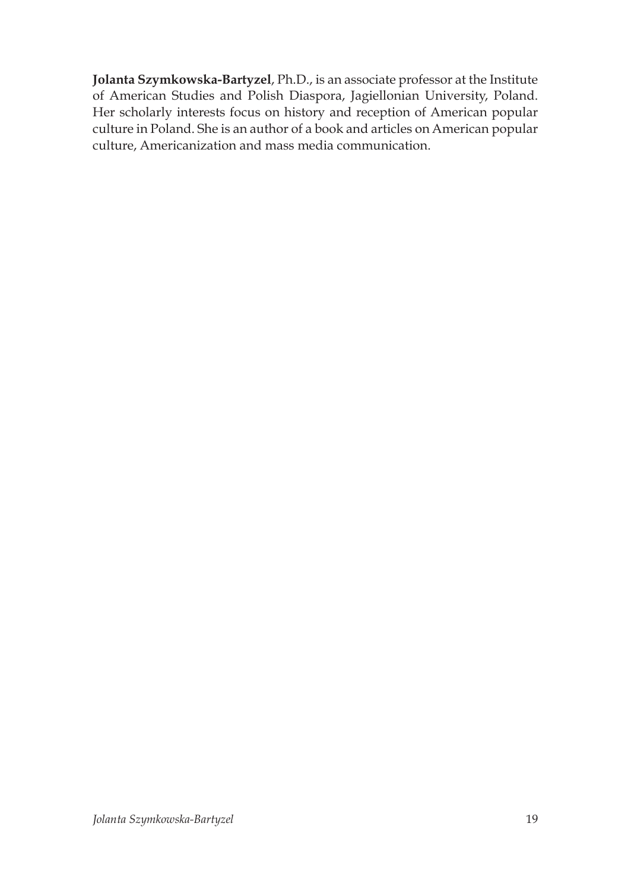**Jolanta Szymkowska-Bartyzel**, Ph.D., is an associate professor at the Institute of American Studies and Polish Diaspora, Jagiellonian University, Poland. Her scholarly interests focus on history and reception of American popular culture in Poland. She is an author of a book and articles on American popular culture, Americanization and mass media communication.